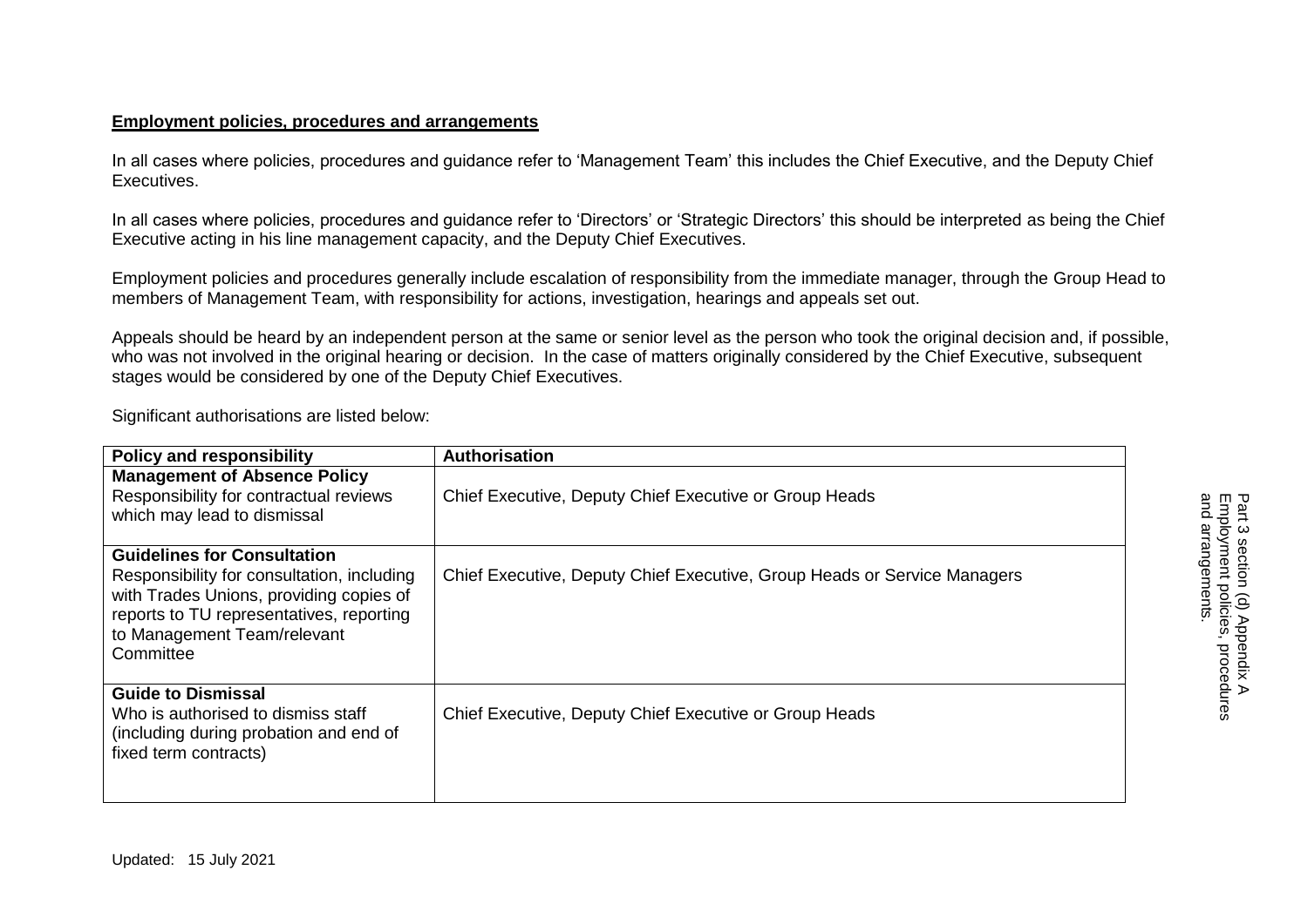**Employment policies, procedures and arrangements**

In all cases where policies, procedures and guidance refer to 'Management Team' this includes the Chief Executive, and the Deputy Chief Executives.

In all cases where policies, procedures and guidance refer to 'Directors' or 'Strategic Directors' this should be interpreted as being the Chief Executive acting in his line management capacity, and the Deputy Chief Executives.

Employment policies and procedures generally include escalation of responsibility from the immediate manager, through the Group Head to members of Management Team, with responsibility for actions, investigation, hearings and appeals set out.

Appeals should be heard by an independent person at the same or senior level as the person who took the original decision and, if possible, who was not involved in the original hearing or decision. In the case of matters originally considered by the Chief Executive, subsequent stages would be considered by one of the Deputy Chief Executives.

Significant authorisations are listed below:

| Policy and responsibility | Authorisation |
|---|---|
| **Management of Absence Policy**<br>Responsibility for contractual reviews which may lead to dismissal | Chief Executive, Deputy Chief Executive or Group Heads |
| **Guidelines for Consultation**<br>Responsibility for consultation, including with Trades Unions, providing copies of reports to TU representatives, reporting to Management Team/relevant Committee | Chief Executive, Deputy Chief Executive, Group Heads or Service Managers |
| **Guide to Dismissal**<br>Who is authorised to dismiss staff (including during probation and end of fixed term contracts) | Chief Executive, Deputy Chief Executive or Group Heads |

Updated: 15 July 2021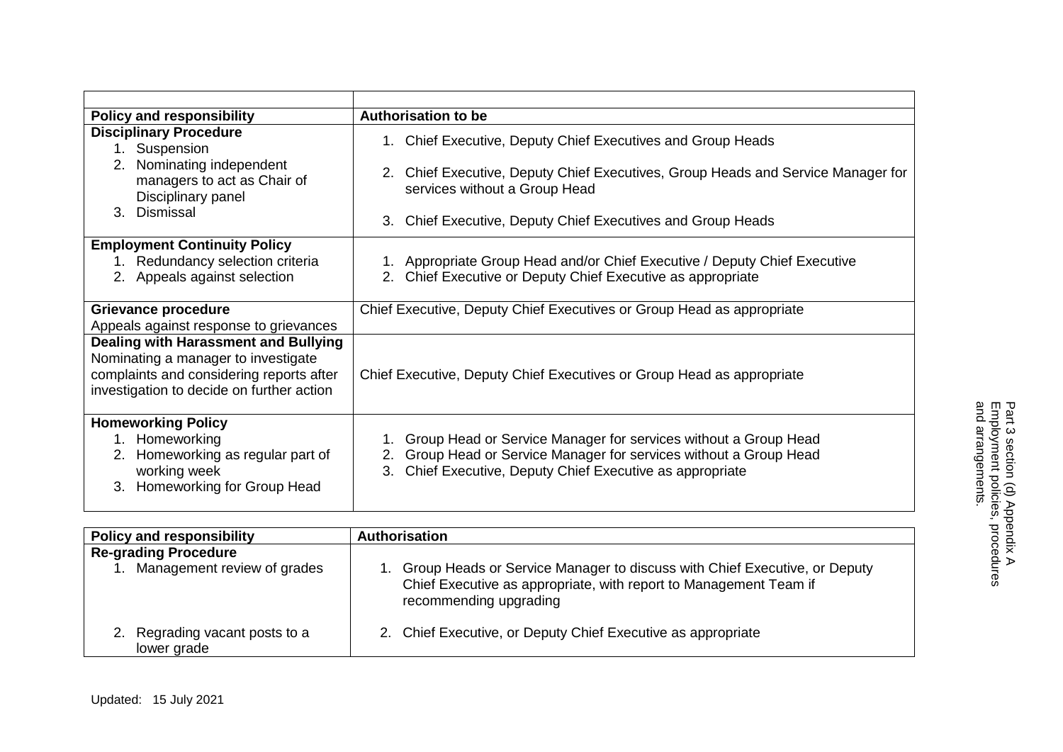| | |
|---|---|
| **Policy and responsibility** | **Authorisation to be** |
| **Disciplinary Procedure**<br>1. Suspension<br>2. Nominating independent managers to act as Chair of Disciplinary panel<br>3. Dismissal | 1. Chief Executive, Deputy Chief Executives and Group Heads<br>2. Chief Executive, Deputy Chief Executives, Group Heads and Service Manager for services without a Group Head<br>3. Chief Executive, Deputy Chief Executives and Group Heads |
| **Employment Continuity Policy**<br>1. Redundancy selection criteria<br>2. Appeals against selection | 1. Appropriate Group Head and/or Chief Executive / Deputy Chief Executive<br>2. Chief Executive or Deputy Chief Executive as appropriate |
| **Grievance procedure**<br>Appeals against response to grievances | Chief Executive, Deputy Chief Executives or Group Head as appropriate |
| **Dealing with Harassment and Bullying**<br>Nominating a manager to investigate complaints and considering reports after investigation to decide on further action | Chief Executive, Deputy Chief Executives or Group Head as appropriate |
| **Homeworking Policy**<br>1. Homeworking<br>2. Homeworking as regular part of working week<br>3. Homeworking for Group Head | 1. Group Head or Service Manager for services without a Group Head<br>2. Group Head or Service Manager for services without a Group Head<br>3. Chief Executive, Deputy Chief Executive as appropriate |

| **Policy and responsibility** | **Authorisation** |
|---|---|
| **Re-grading Procedure**<br>1. Management review of grades<br>2. Regrading vacant posts to a lower grade | 1. Group Heads or Service Manager to discuss with Chief Executive, or Deputy Chief Executive as appropriate, with report to Management Team if recommending upgrading<br>2. Chief Executive, or Deputy Chief Executive as appropriate |

Updated: 15 July 2021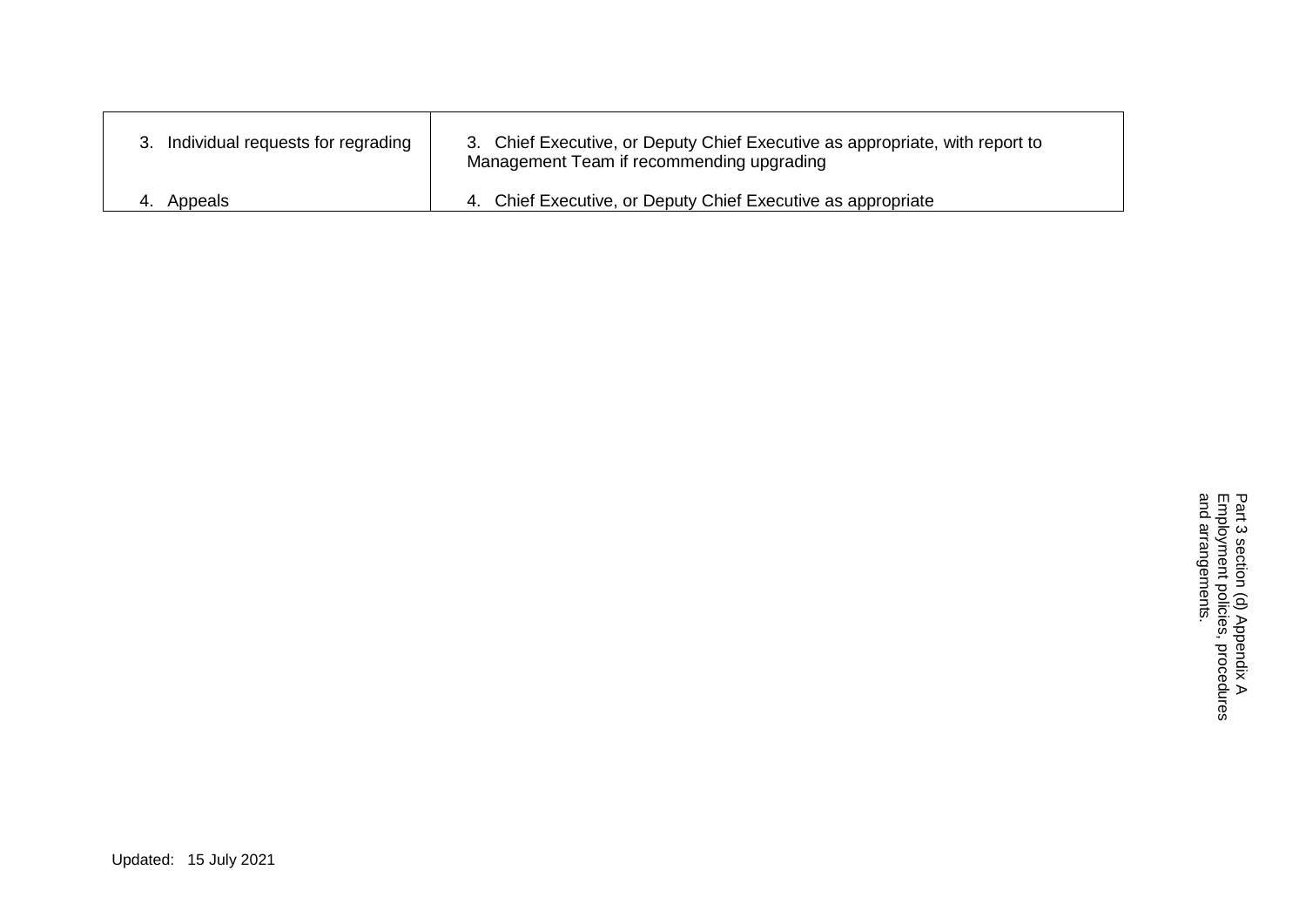| | |
|---|---|
| 3. Individual requests for regrading | 3. Chief Executive, or Deputy Chief Executive as appropriate, with report to Management Team if recommending upgrading |
| 4. Appeals | 4. Chief Executive, or Deputy Chief Executive as appropriate |